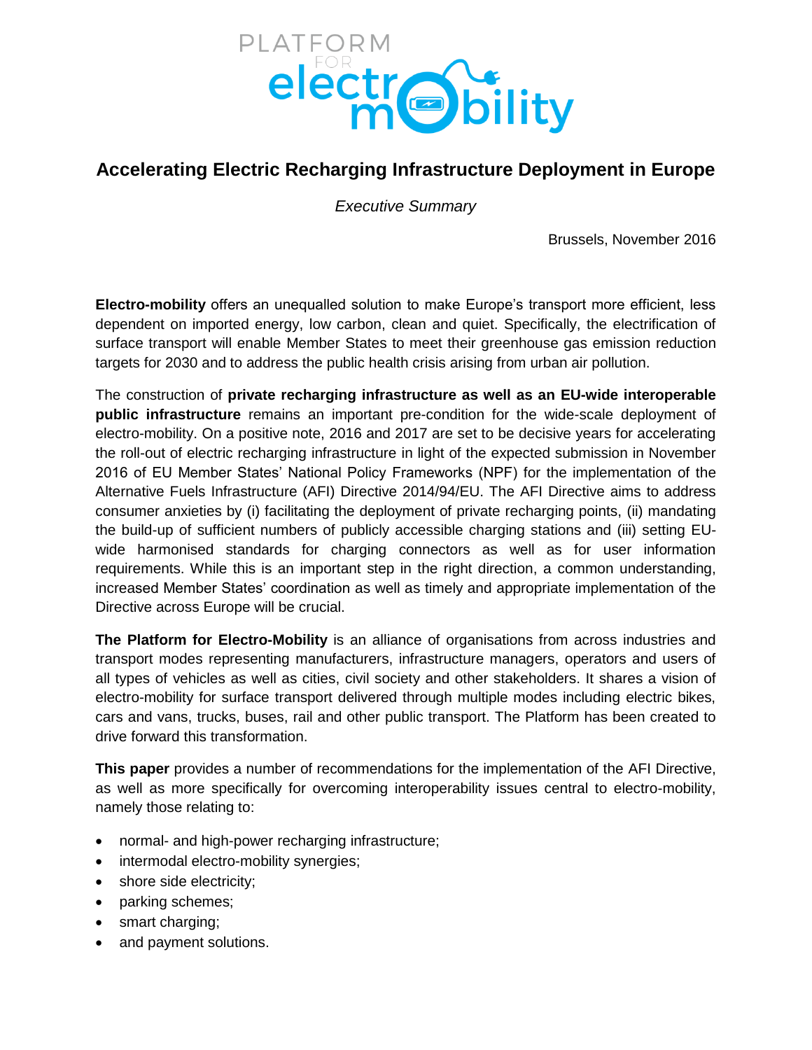PLATFORM FOR electromobility

# Accelerating Electric Recharging Infrastructure Deployment in Europe

*Executive Summary*

Brussels, November 2016

**Electro-mobility** offers an unequalled solution to make Europe's transport more efficient, less dependent on imported energy, low carbon, clean and quiet. Specifically, the electrification of surface transport will enable Member States to meet their greenhouse gas emission reduction targets for 2030 and to address the public health crisis arising from urban air pollution.

The construction of **private recharging infrastructure as well as an EU-wide interoperable public infrastructure** remains an important pre-condition for the wide-scale deployment of electro-mobility. On a positive note, 2016 and 2017 are set to be decisive years for accelerating the roll-out of electric recharging infrastructure in light of the expected submission in November 2016 of EU Member States' National Policy Frameworks (NPF) for the implementation of the Alternative Fuels Infrastructure (AFI) Directive 2014/94/EU. The AFI Directive aims to address consumer anxieties by (i) facilitating the deployment of private recharging points, (ii) mandating the build-up of sufficient numbers of publicly accessible charging stations and (iii) setting EU-wide harmonised standards for charging connectors as well as for user information requirements. While this is an important step in the right direction, a common understanding, increased Member States' coordination as well as timely and appropriate implementation of the Directive across Europe will be crucial.

**The Platform for Electro-Mobility** is an alliance of organisations from across industries and transport modes representing manufacturers, infrastructure managers, operators and users of all types of vehicles as well as cities, civil society and other stakeholders. It shares a vision of electro-mobility for surface transport delivered through multiple modes including electric bikes, cars and vans, trucks, buses, rail and other public transport. The Platform has been created to drive forward this transformation.

**This paper** provides a number of recommendations for the implementation of the AFI Directive, as well as more specifically for overcoming interoperability issues central to electro-mobility, namely those relating to:

- normal- and high-power recharging infrastructure;
- intermodal electro-mobility synergies;
- shore side electricity;
- parking schemes;
- smart charging;
- and payment solutions.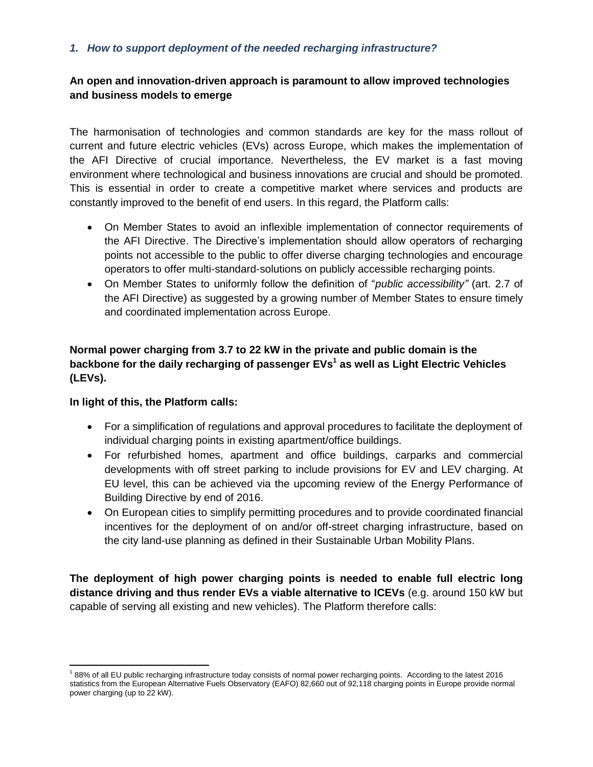### *1. How to support deployment of the needed recharging infrastructure?*

**An open and innovation-driven approach is paramount to allow improved technologies and business models to emerge**

The harmonisation of technologies and common standards are key for the mass rollout of current and future electric vehicles (EVs) across Europe, which makes the implementation of the AFI Directive of crucial importance. Nevertheless, the EV market is a fast moving environment where technological and business innovations are crucial and should be promoted. This is essential in order to create a competitive market where services and products are constantly improved to the benefit of end users. In this regard, the Platform calls:

- On Member States to avoid an inflexible implementation of connector requirements of the AFI Directive. The Directive's implementation should allow operators of recharging points not accessible to the public to offer diverse charging technologies and encourage operators to offer multi-standard-solutions on publicly accessible recharging points.
- On Member States to uniformly follow the definition of "*public accessibility"* (art. 2.7 of the AFI Directive) as suggested by a growing number of Member States to ensure timely and coordinated implementation across Europe.

**Normal power charging from 3.7 to 22 kW in the private and public domain is the backbone for the daily recharging of passenger EVs[1] as well as Light Electric Vehicles (LEVs).**

**In light of this, the Platform calls:**

- For a simplification of regulations and approval procedures to facilitate the deployment of individual charging points in existing apartment/office buildings.
- For refurbished homes, apartment and office buildings, carparks and commercial developments with off street parking to include provisions for EV and LEV charging. At EU level, this can be achieved via the upcoming review of the Energy Performance of Building Directive by end of 2016.
- On European cities to simplify permitting procedures and to provide coordinated financial incentives for the deployment of on and/or off-street charging infrastructure, based on the city land-use planning as defined in their Sustainable Urban Mobility Plans.

**The deployment of high power charging points is needed to enable full electric long distance driving and thus render EVs a viable alternative to ICEVs** (e.g. around 150 kW but capable of serving all existing and new vehicles). The Platform therefore calls:

[1] 88% of all EU public recharging infrastructure today consists of normal power recharging points. According to the latest 2016 statistics from the European Alternative Fuels Observatory (EAFO) 82,660 out of 92,118 charging points in Europe provide normal power charging (up to 22 kW).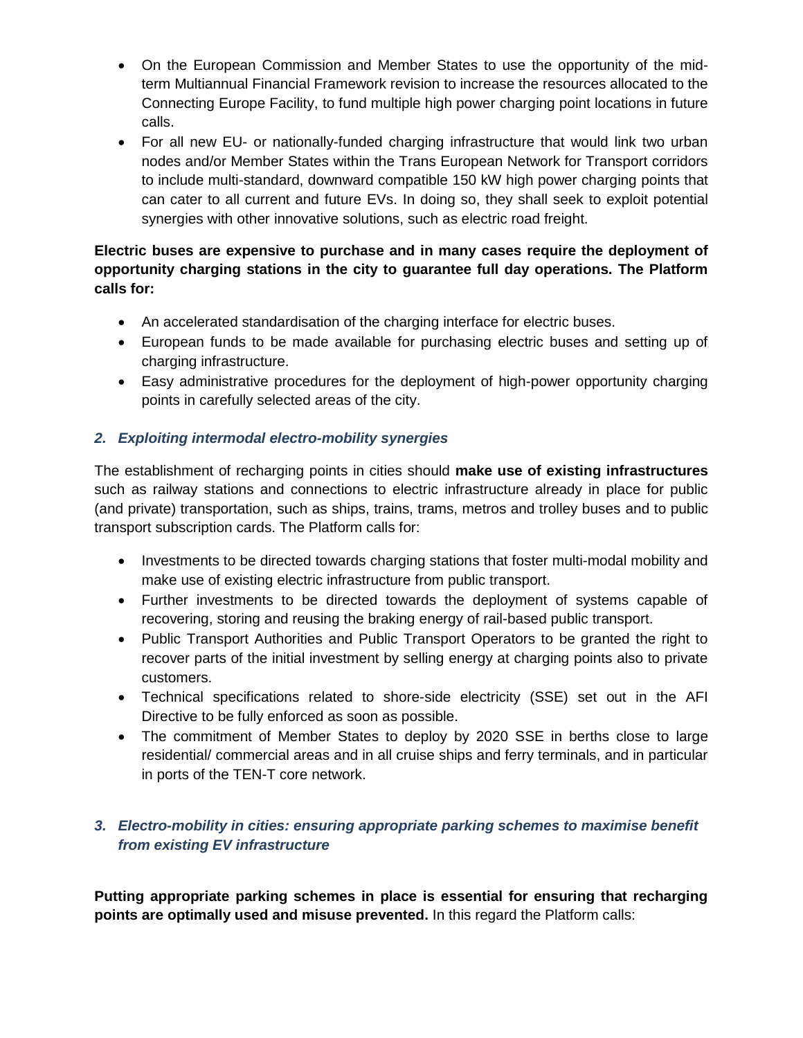- On the European Commission and Member States to use the opportunity of the mid-term Multiannual Financial Framework revision to increase the resources allocated to the Connecting Europe Facility, to fund multiple high power charging point locations in future calls.
- For all new EU- or nationally-funded charging infrastructure that would link two urban nodes and/or Member States within the Trans European Network for Transport corridors to include multi-standard, downward compatible 150 kW high power charging points that can cater to all current and future EVs. In doing so, they shall seek to exploit potential synergies with other innovative solutions, such as electric road freight.

**Electric buses are expensive to purchase and in many cases require the deployment of opportunity charging stations in the city to guarantee full day operations. The Platform calls for:**

- An accelerated standardisation of the charging interface for electric buses.
- European funds to be made available for purchasing electric buses and setting up of charging infrastructure.
- Easy administrative procedures for the deployment of high-power opportunity charging points in carefully selected areas of the city.

### *2. Exploiting intermodal electro-mobility synergies*

The establishment of recharging points in cities should **make use of existing infrastructures** such as railway stations and connections to electric infrastructure already in place for public (and private) transportation, such as ships, trains, trams, metros and trolley buses and to public transport subscription cards. The Platform calls for:

- Investments to be directed towards charging stations that foster multi-modal mobility and make use of existing electric infrastructure from public transport.
- Further investments to be directed towards the deployment of systems capable of recovering, storing and reusing the braking energy of rail-based public transport.
- Public Transport Authorities and Public Transport Operators to be granted the right to recover parts of the initial investment by selling energy at charging points also to private customers.
- Technical specifications related to shore-side electricity (SSE) set out in the AFI Directive to be fully enforced as soon as possible.
- The commitment of Member States to deploy by 2020 SSE in berths close to large residential/ commercial areas and in all cruise ships and ferry terminals, and in particular in ports of the TEN-T core network.

### *3. Electro-mobility in cities: ensuring appropriate parking schemes to maximise benefit from existing EV infrastructure*

**Putting appropriate parking schemes in place is essential for ensuring that recharging points are optimally used and misuse prevented.** In this regard the Platform calls: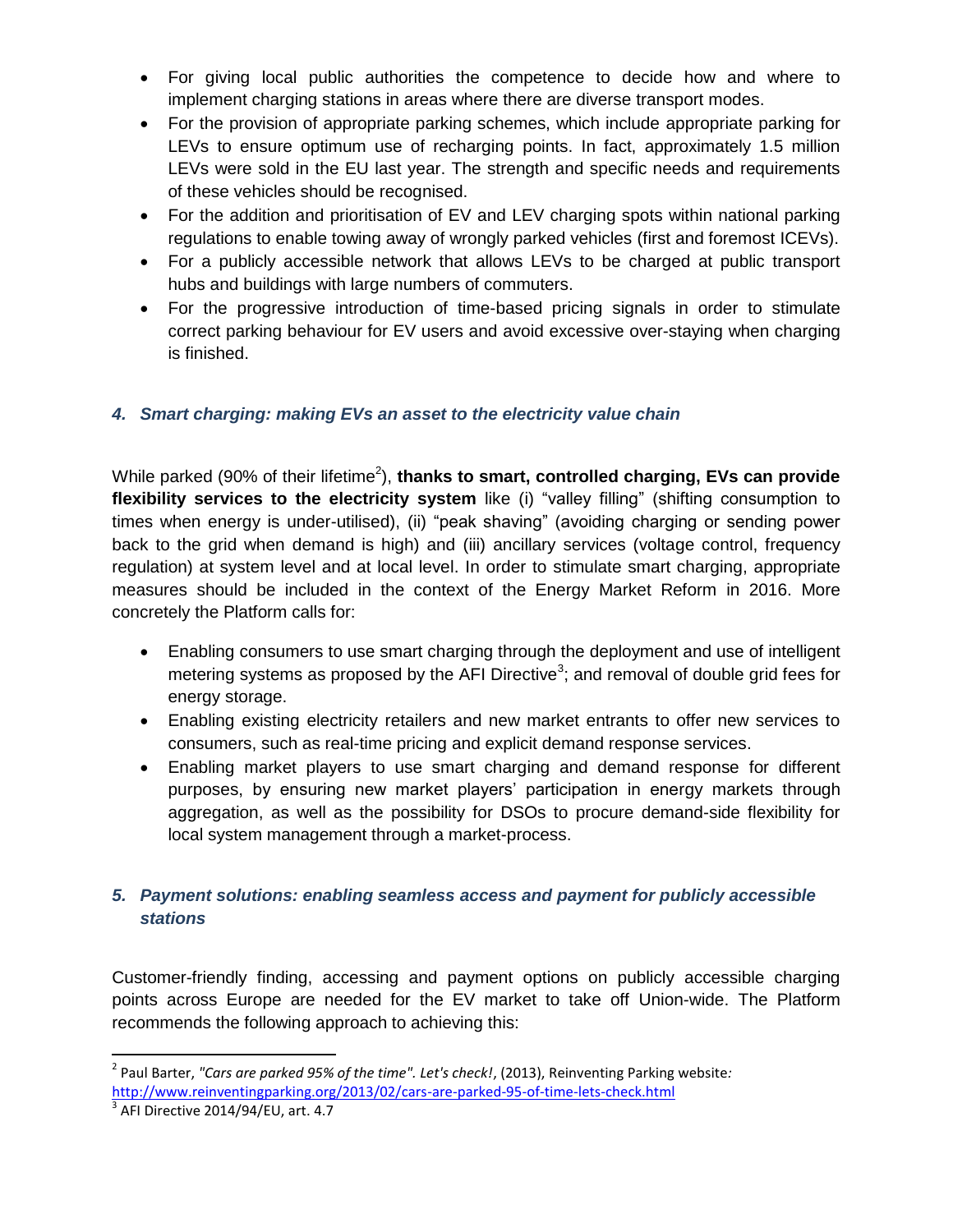- For giving local public authorities the competence to decide how and where to implement charging stations in areas where there are diverse transport modes.
- For the provision of appropriate parking schemes, which include appropriate parking for LEVs to ensure optimum use of recharging points. In fact, approximately 1.5 million LEVs were sold in the EU last year. The strength and specific needs and requirements of these vehicles should be recognised.
- For the addition and prioritisation of EV and LEV charging spots within national parking regulations to enable towing away of wrongly parked vehicles (first and foremost ICEVs).
- For a publicly accessible network that allows LEVs to be charged at public transport hubs and buildings with large numbers of commuters.
- For the progressive introduction of time-based pricing signals in order to stimulate correct parking behaviour for EV users and avoid excessive over-staying when charging is finished.

### *4. Smart charging: making EVs an asset to the electricity value chain*

While parked (90% of their lifetime[2]), **thanks to smart, controlled charging, EVs can provide flexibility services to the electricity system** like (i) "valley filling" (shifting consumption to times when energy is under-utilised), (ii) "peak shaving" (avoiding charging or sending power back to the grid when demand is high) and (iii) ancillary services (voltage control, frequency regulation) at system level and at local level. In order to stimulate smart charging, appropriate measures should be included in the context of the Energy Market Reform in 2016. More concretely the Platform calls for:

- Enabling consumers to use smart charging through the deployment and use of intelligent metering systems as proposed by the AFI Directive[3]; and removal of double grid fees for energy storage.
- Enabling existing electricity retailers and new market entrants to offer new services to consumers, such as real-time pricing and explicit demand response services.
- Enabling market players to use smart charging and demand response for different purposes, by ensuring new market players' participation in energy markets through aggregation, as well as the possibility for DSOs to procure demand-side flexibility for local system management through a market-process.

### *5. Payment solutions: enabling seamless access and payment for publicly accessible stations*

Customer-friendly finding, accessing and payment options on publicly accessible charging points across Europe are needed for the EV market to take off Union-wide. The Platform recommends the following approach to achieving this:

---

[2] Paul Barter, *"Cars are parked 95% of the time". Let's check!*, (2013), Reinventing Parking website: http://www.reinventingparking.org/2013/02/cars-are-parked-95-of-time-lets-check.html

[3] AFI Directive 2014/94/EU, art. 4.7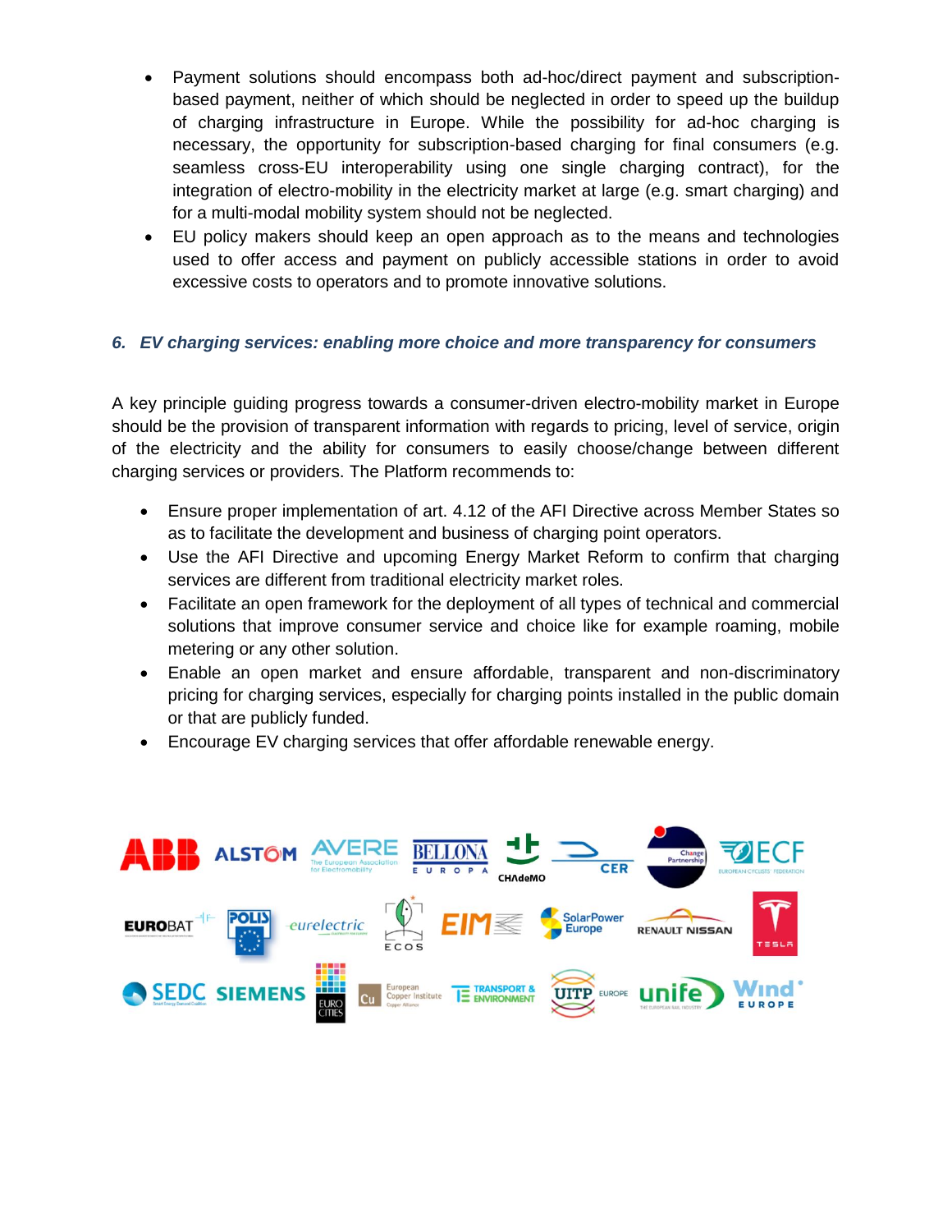- Payment solutions should encompass both ad-hoc/direct payment and subscription-based payment, neither of which should be neglected in order to speed up the buildup of charging infrastructure in Europe. While the possibility for ad-hoc charging is necessary, the opportunity for subscription-based charging for final consumers (e.g. seamless cross-EU interoperability using one single charging contract), for the integration of electro-mobility in the electricity market at large (e.g. smart charging) and for a multi-modal mobility system should not be neglected.
- EU policy makers should keep an open approach as to the means and technologies used to offer access and payment on publicly accessible stations in order to avoid excessive costs to operators and to promote innovative solutions.

### *6. EV charging services: enabling more choice and more transparency for consumers*

A key principle guiding progress towards a consumer-driven electro-mobility market in Europe should be the provision of transparent information with regards to pricing, level of service, origin of the electricity and the ability for consumers to easily choose/change between different charging services or providers. The Platform recommends to:

- Ensure proper implementation of art. 4.12 of the AFI Directive across Member States so as to facilitate the development and business of charging point operators.
- Use the AFI Directive and upcoming Energy Market Reform to confirm that charging services are different from traditional electricity market roles.
- Facilitate an open framework for the deployment of all types of technical and commercial solutions that improve consumer service and choice like for example roaming, mobile metering or any other solution.
- Enable an open market and ensure affordable, transparent and non-discriminatory pricing for charging services, especially for charging points installed in the public domain or that are publicly funded.
- Encourage EV charging services that offer affordable renewable energy.